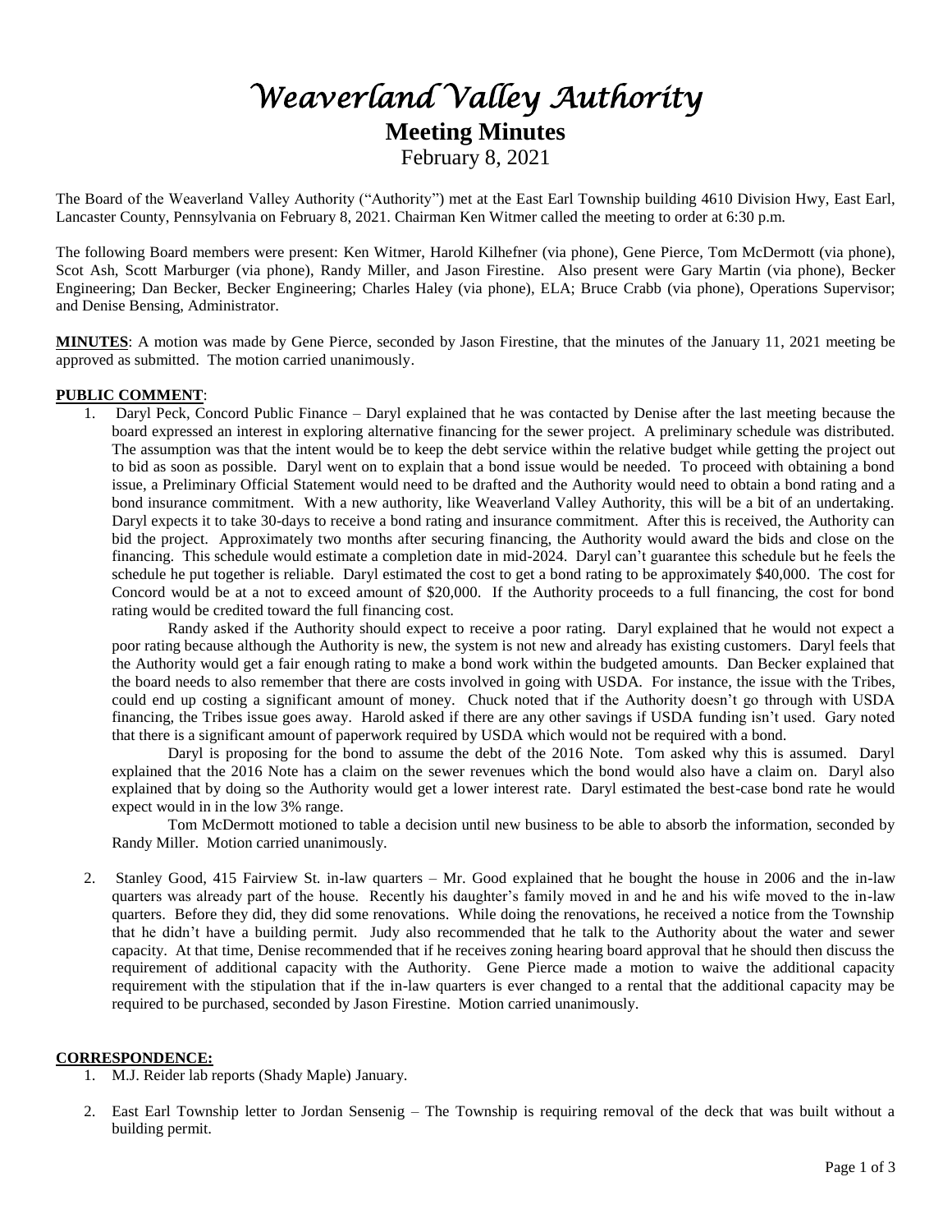# *Weaverland Valley Authority*

## Meeting Minutes

February 8, 2021

The Board of the Weaverland Valley Authority ("Authority") met at the East Earl Township building 4610 Division Hwy, East Earl, Lancaster County, Pennsylvania on February 8, 2021. Chairman Ken Witmer called the meeting to order at 6:30 p.m.

The following Board members were present: Ken Witmer, Harold Kilhefner (via phone), Gene Pierce, Tom McDermott (via phone), Scot Ash, Scott Marburger (via phone), Randy Miller, and Jason Firestine. Also present were Gary Martin (via phone), Becker Engineering; Dan Becker, Becker Engineering; Charles Haley (via phone), ELA; Bruce Crabb (via phone), Operations Supervisor; and Denise Bensing, Administrator.

**MINUTES**: A motion was made by Gene Pierce, seconded by Jason Firestine, that the minutes of the January 11, 2021 meeting be approved as submitted. The motion carried unanimously.

**PUBLIC COMMENT**:

1. Daryl Peck, Concord Public Finance – Daryl explained that he was contacted by Denise after the last meeting because the board expressed an interest in exploring alternative financing for the sewer project. A preliminary schedule was distributed. The assumption was that the intent would be to keep the debt service within the relative budget while getting the project out to bid as soon as possible. Daryl went on to explain that a bond issue would be needed. To proceed with obtaining a bond issue, a Preliminary Official Statement would need to be drafted and the Authority would need to obtain a bond rating and a bond insurance commitment. With a new authority, like Weaverland Valley Authority, this will be a bit of an undertaking. Daryl expects it to take 30-days to receive a bond rating and insurance commitment. After this is received, the Authority can bid the project. Approximately two months after securing financing, the Authority would award the bids and close on the financing. This schedule would estimate a completion date in mid-2024. Daryl can't guarantee this schedule but he feels the schedule he put together is reliable. Daryl estimated the cost to get a bond rating to be approximately $40,000. The cost for Concord would be at a not to exceed amount of $20,000. If the Authority proceeds to a full financing, the cost for bond rating would be credited toward the full financing cost.

   Randy asked if the Authority should expect to receive a poor rating. Daryl explained that he would not expect a poor rating because although the Authority is new, the system is not new and already has existing customers. Daryl feels that the Authority would get a fair enough rating to make a bond work within the budgeted amounts. Dan Becker explained that the board needs to also remember that there are costs involved in going with USDA. For instance, the issue with the Tribes, could end up costing a significant amount of money. Chuck noted that if the Authority doesn't go through with USDA financing, the Tribes issue goes away. Harold asked if there are any other savings if USDA funding isn't used. Gary noted that there is a significant amount of paperwork required by USDA which would not be required with a bond.

   Daryl is proposing for the bond to assume the debt of the 2016 Note. Tom asked why this is assumed. Daryl explained that the 2016 Note has a claim on the sewer revenues which the bond would also have a claim on. Daryl also explained that by doing so the Authority would get a lower interest rate. Daryl estimated the best-case bond rate he would expect would in in the low 3% range.

   Tom McDermott motioned to table a decision until new business to be able to absorb the information, seconded by Randy Miller. Motion carried unanimously.

2. Stanley Good, 415 Fairview St. in-law quarters – Mr. Good explained that he bought the house in 2006 and the in-law quarters was already part of the house. Recently his daughter's family moved in and he and his wife moved to the in-law quarters. Before they did, they did some renovations. While doing the renovations, he received a notice from the Township that he didn't have a building permit. Judy also recommended that he talk to the Authority about the water and sewer capacity. At that time, Denise recommended that if he receives zoning hearing board approval that he should then discuss the requirement of additional capacity with the Authority. Gene Pierce made a motion to waive the additional capacity requirement with the stipulation that if the in-law quarters is ever changed to a rental that the additional capacity may be required to be purchased, seconded by Jason Firestine. Motion carried unanimously.

**CORRESPONDENCE:**

1. M.J. Reider lab reports (Shady Maple) January.
2. East Earl Township letter to Jordan Sensenig – The Township is requiring removal of the deck that was built without a building permit.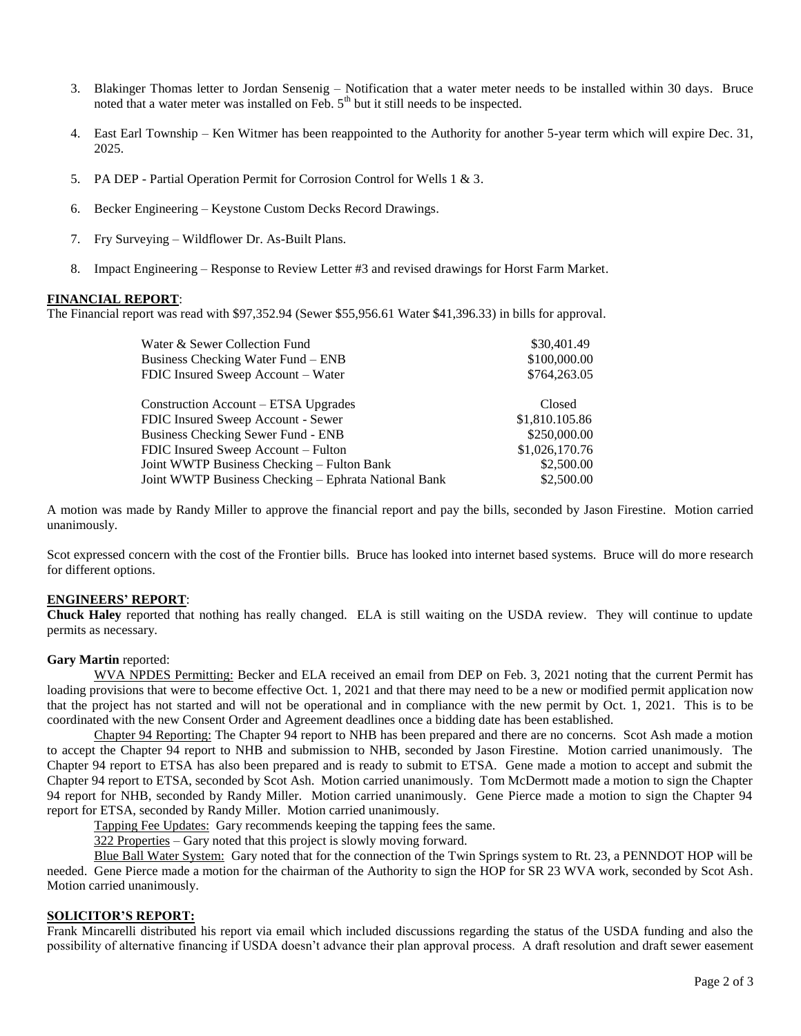3. Blakinger Thomas letter to Jordan Sensenig – Notification that a water meter needs to be installed within 30 days. Bruce noted that a water meter was installed on Feb. 5th but it still needs to be inspected.

4. East Earl Township – Ken Witmer has been reappointed to the Authority for another 5-year term which will expire Dec. 31, 2025.

5. PA DEP - Partial Operation Permit for Corrosion Control for Wells 1 & 3.

6. Becker Engineering – Keystone Custom Decks Record Drawings.

7. Fry Surveying – Wildflower Dr. As-Built Plans.

8. Impact Engineering – Response to Review Letter #3 and revised drawings for Horst Farm Market.

**FINANCIAL REPORT**:

The Financial report was read with $97,352.94 (Sewer $55,956.61 Water $41,396.33) in bills for approval.

| | |
|---|---|
| Water & Sewer Collection Fund | $30,401.49 |
| Business Checking Water Fund – ENB | $100,000.00 |
| FDIC Insured Sweep Account – Water | $764,263.05 |
| | |
| Construction Account – ETSA Upgrades | Closed |
| FDIC Insured Sweep Account - Sewer | $1,810.105.86 |
| Business Checking Sewer Fund - ENB | $250,000.00 |
| FDIC Insured Sweep Account – Fulton | $1,026,170.76 |
| Joint WWTP Business Checking – Fulton Bank | $2,500.00 |
| Joint WWTP Business Checking – Ephrata National Bank | $2,500.00 |

A motion was made by Randy Miller to approve the financial report and pay the bills, seconded by Jason Firestine. Motion carried unanimously.

Scot expressed concern with the cost of the Frontier bills. Bruce has looked into internet based systems. Bruce will do more research for different options.

**ENGINEERS' REPORT**:

**Chuck Haley** reported that nothing has really changed. ELA is still waiting on the USDA review. They will continue to update permits as necessary.

**Gary Martin** reported:

WVA NPDES Permitting: Becker and ELA received an email from DEP on Feb. 3, 2021 noting that the current Permit has loading provisions that were to become effective Oct. 1, 2021 and that there may need to be a new or modified permit application now that the project has not started and will not be operational and in compliance with the new permit by Oct. 1, 2021. This is to be coordinated with the new Consent Order and Agreement deadlines once a bidding date has been established.

Chapter 94 Reporting: The Chapter 94 report to NHB has been prepared and there are no concerns. Scot Ash made a motion to accept the Chapter 94 report to NHB and submission to NHB, seconded by Jason Firestine. Motion carried unanimously. The Chapter 94 report to ETSA has also been prepared and is ready to submit to ETSA. Gene made a motion to accept and submit the Chapter 94 report to ETSA, seconded by Scot Ash. Motion carried unanimously. Tom McDermott made a motion to sign the Chapter 94 report for NHB, seconded by Randy Miller. Motion carried unanimously. Gene Pierce made a motion to sign the Chapter 94 report for ETSA, seconded by Randy Miller. Motion carried unanimously.

Tapping Fee Updates: Gary recommends keeping the tapping fees the same.

322 Properties – Gary noted that this project is slowly moving forward.

Blue Ball Water System: Gary noted that for the connection of the Twin Springs system to Rt. 23, a PENNDOT HOP will be needed. Gene Pierce made a motion for the chairman of the Authority to sign the HOP for SR 23 WVA work, seconded by Scot Ash. Motion carried unanimously.

**SOLICITOR'S REPORT:**

Frank Mincarelli distributed his report via email which included discussions regarding the status of the USDA funding and also the possibility of alternative financing if USDA doesn't advance their plan approval process. A draft resolution and draft sewer easement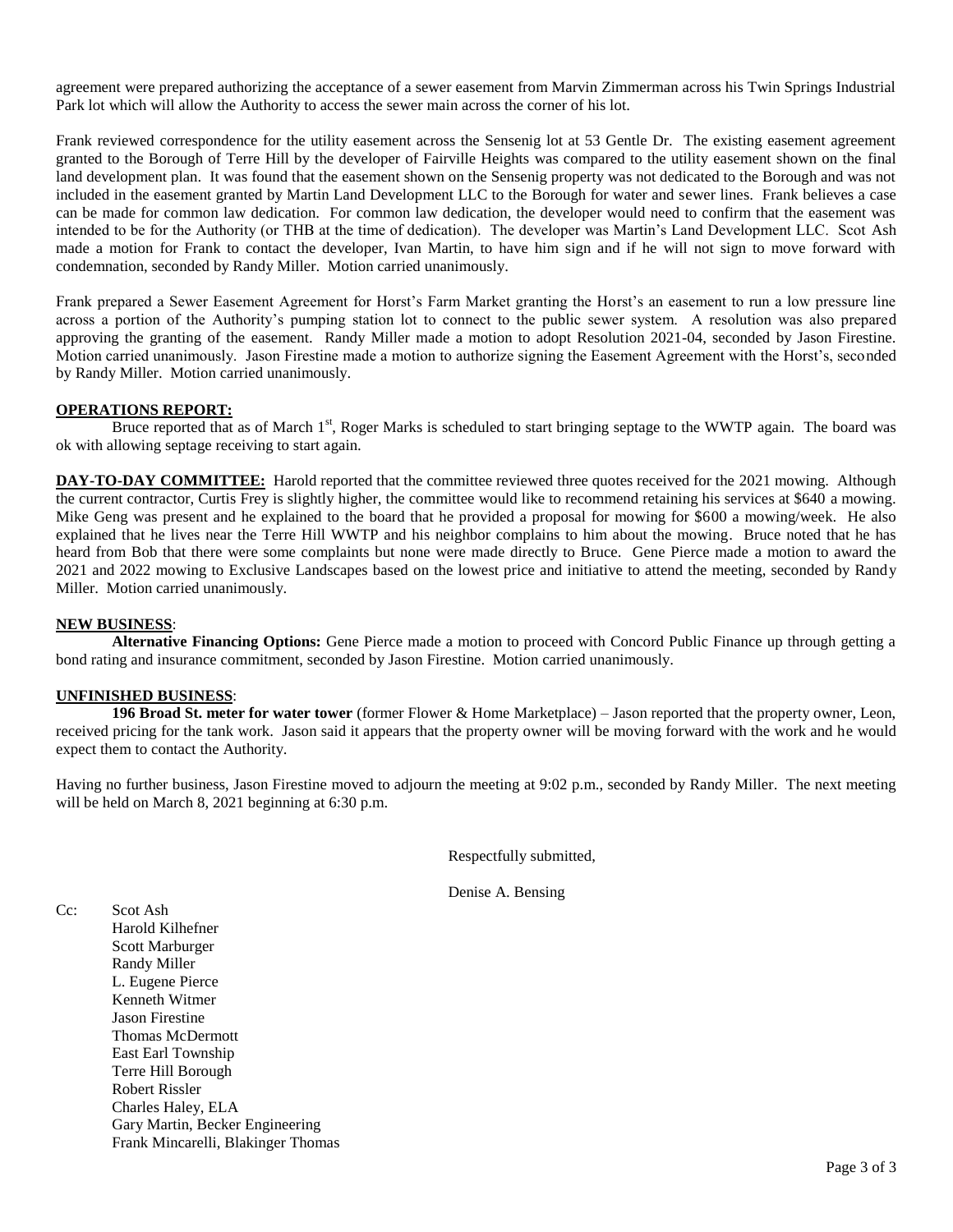agreement were prepared authorizing the acceptance of a sewer easement from Marvin Zimmerman across his Twin Springs Industrial Park lot which will allow the Authority to access the sewer main across the corner of his lot.

Frank reviewed correspondence for the utility easement across the Sensenig lot at 53 Gentle Dr. The existing easement agreement granted to the Borough of Terre Hill by the developer of Fairville Heights was compared to the utility easement shown on the final land development plan. It was found that the easement shown on the Sensenig property was not dedicated to the Borough and was not included in the easement granted by Martin Land Development LLC to the Borough for water and sewer lines. Frank believes a case can be made for common law dedication. For common law dedication, the developer would need to confirm that the easement was intended to be for the Authority (or THB at the time of dedication). The developer was Martin's Land Development LLC. Scot Ash made a motion for Frank to contact the developer, Ivan Martin, to have him sign and if he will not sign to move forward with condemnation, seconded by Randy Miller. Motion carried unanimously.

Frank prepared a Sewer Easement Agreement for Horst's Farm Market granting the Horst's an easement to run a low pressure line across a portion of the Authority's pumping station lot to connect to the public sewer system. A resolution was also prepared approving the granting of the easement. Randy Miller made a motion to adopt Resolution 2021-04, seconded by Jason Firestine. Motion carried unanimously. Jason Firestine made a motion to authorize signing the Easement Agreement with the Horst's, seconded by Randy Miller. Motion carried unanimously.

**OPERATIONS REPORT:**

Bruce reported that as of March 1st, Roger Marks is scheduled to start bringing septage to the WWTP again. The board was ok with allowing septage receiving to start again.

**DAY-TO-DAY COMMITTEE:** Harold reported that the committee reviewed three quotes received for the 2021 mowing. Although the current contractor, Curtis Frey is slightly higher, the committee would like to recommend retaining his services at $640 a mowing. Mike Geng was present and he explained to the board that he provided a proposal for mowing for $600 a mowing/week. He also explained that he lives near the Terre Hill WWTP and his neighbor complains to him about the mowing. Bruce noted that he has heard from Bob that there were some complaints but none were made directly to Bruce. Gene Pierce made a motion to award the 2021 and 2022 mowing to Exclusive Landscapes based on the lowest price and initiative to attend the meeting, seconded by Randy Miller. Motion carried unanimously.

**NEW BUSINESS**:

**Alternative Financing Options:** Gene Pierce made a motion to proceed with Concord Public Finance up through getting a bond rating and insurance commitment, seconded by Jason Firestine. Motion carried unanimously.

**UNFINISHED BUSINESS**:

**196 Broad St. meter for water tower** (former Flower & Home Marketplace) – Jason reported that the property owner, Leon, received pricing for the tank work. Jason said it appears that the property owner will be moving forward with the work and he would expect them to contact the Authority.

Having no further business, Jason Firestine moved to adjourn the meeting at 9:02 p.m., seconded by Randy Miller. The next meeting will be held on March 8, 2021 beginning at 6:30 p.m.

Respectfully submitted,

Denise A. Bensing

Cc: Scot Ash
Harold Kilhefner
Scott Marburger
Randy Miller
L. Eugene Pierce
Kenneth Witmer
Jason Firestine
Thomas McDermott
East Earl Township
Terre Hill Borough
Robert Rissler
Charles Haley, ELA
Gary Martin, Becker Engineering
Frank Mincarelli, Blakinger Thomas